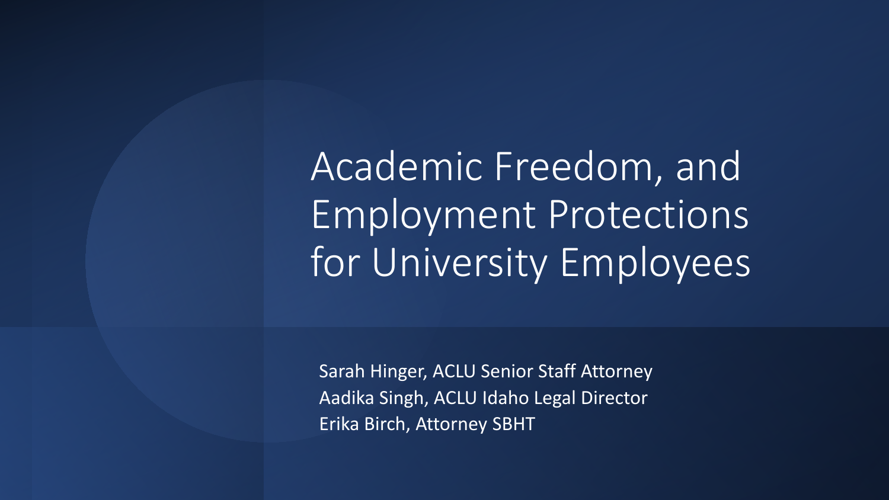# Academic Freedom, and Employment Protections for University Employees

Sarah Hinger, ACLU Senior Staff Attorney
Aadika Singh, ACLU Idaho Legal Director
Erika Birch, Attorney SBHT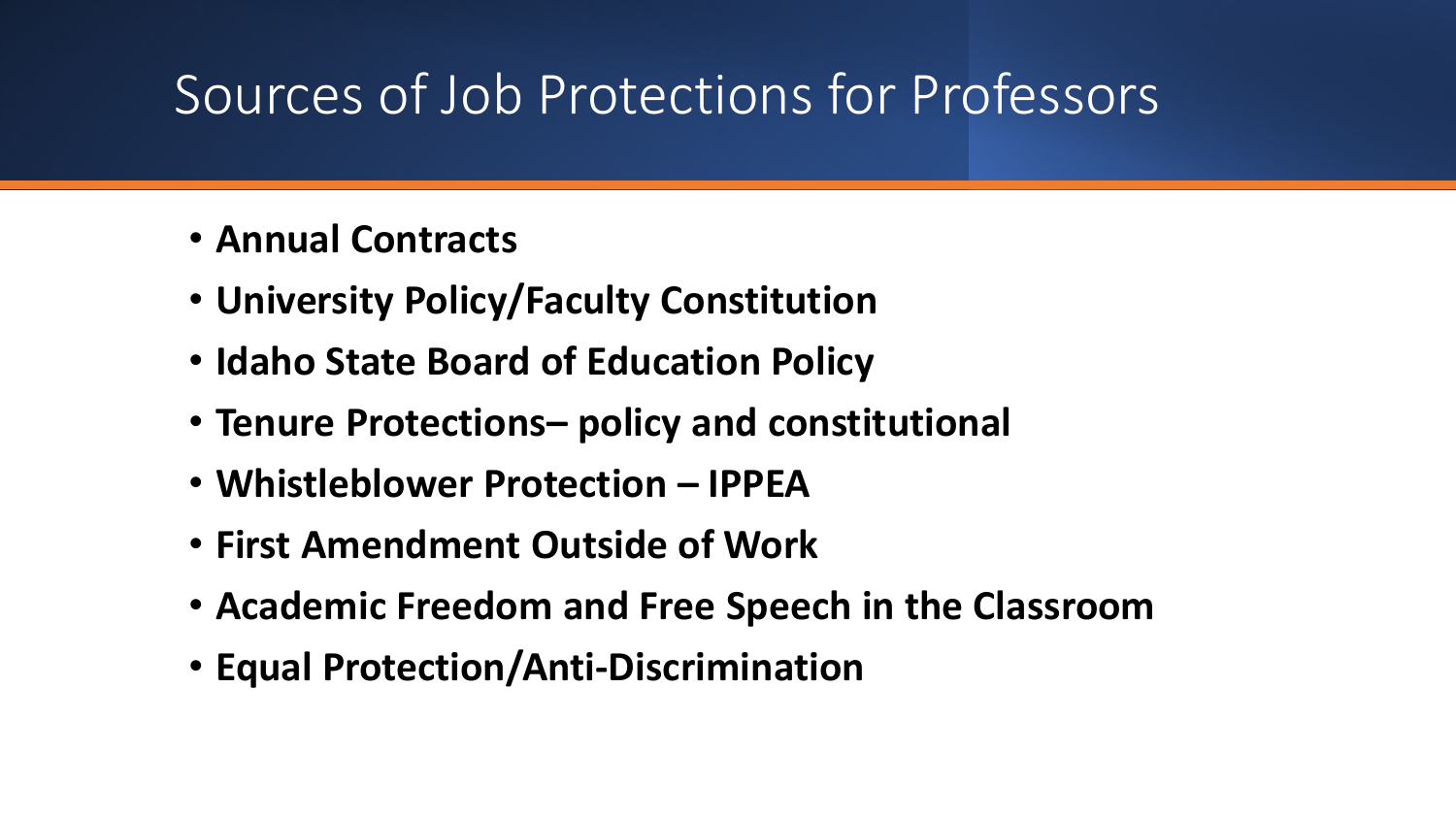# Sources of Job Protections for Professors

- **Annual Contracts**
- **University Policy/Faculty Constitution**
- **Idaho State Board of Education Policy**
- **Tenure Protections– policy and constitutional**
- **Whistleblower Protection – IPPEA**
- **First Amendment Outside of Work**
- **Academic Freedom and Free Speech in the Classroom**
- **Equal Protection/Anti-Discrimination**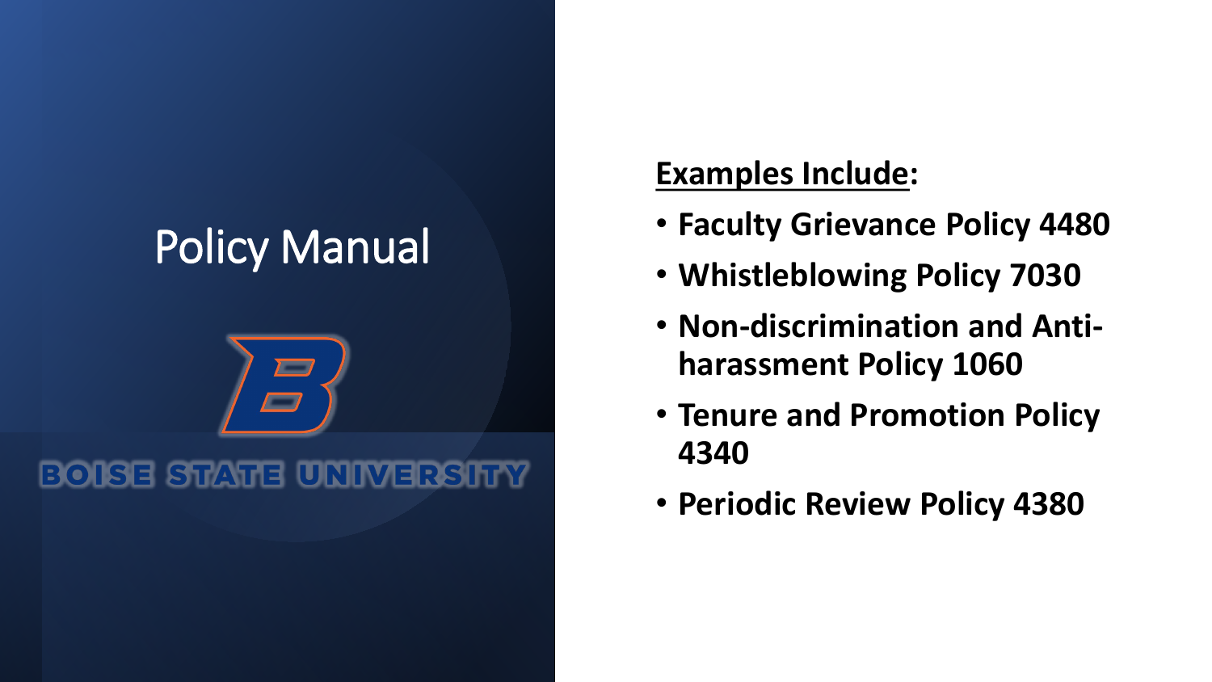# Policy Manual

BOISE STATE UNIVERSITY

**Examples Include:**

- **Faculty Grievance Policy 4480**
- **Whistleblowing Policy 7030**
- **Non-discrimination and Anti-harassment Policy 1060**
- **Tenure and Promotion Policy 4340**
- **Periodic Review Policy 4380**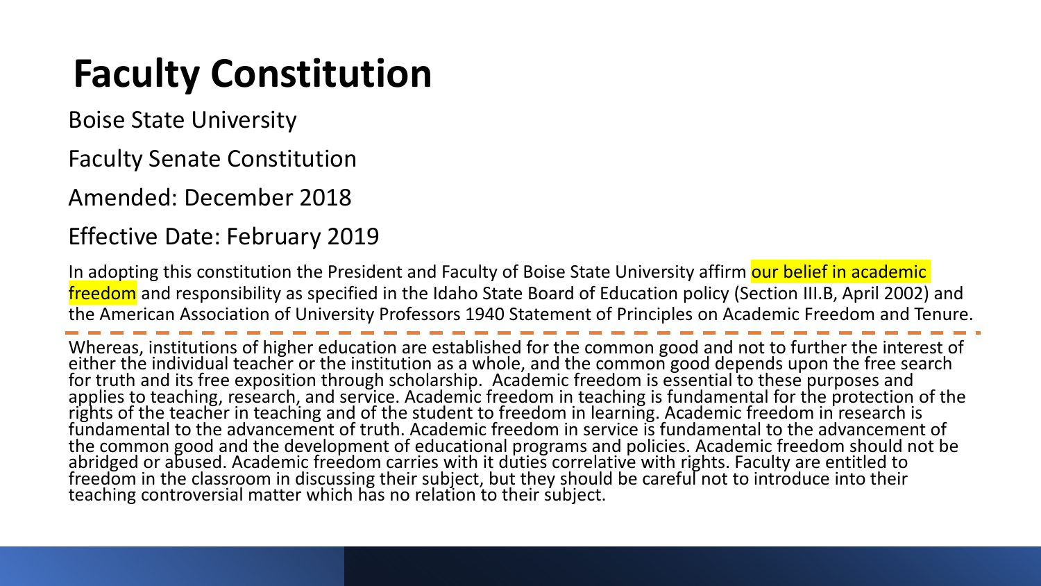# Faculty Constitution

Boise State University

Faculty Senate Constitution

Amended: December 2018

Effective Date: February 2019

In adopting this constitution the President and Faculty of Boise State University affirm our belief in academic freedom and responsibility as specified in the Idaho State Board of Education policy (Section III.B, April 2002) and the American Association of University Professors 1940 Statement of Principles on Academic Freedom and Tenure.

---

Whereas, institutions of higher education are established for the common good and not to further the interest of either the individual teacher or the institution as a whole, and the common good depends upon the free search for truth and its free exposition through scholarship. Academic freedom is essential to these purposes and applies to teaching, research, and service. Academic freedom in teaching is fundamental for the protection of the rights of the teacher in teaching and of the student to freedom in learning. Academic freedom in research is fundamental to the advancement of truth. Academic freedom in service is fundamental to the advancement of the common good and the development of educational programs and policies. Academic freedom should not be abridged or abused. Academic freedom carries with it duties correlative with rights. Faculty are entitled to freedom in the classroom in discussing their subject, but they should be careful not to introduce into their teaching controversial matter which has no relation to their subject.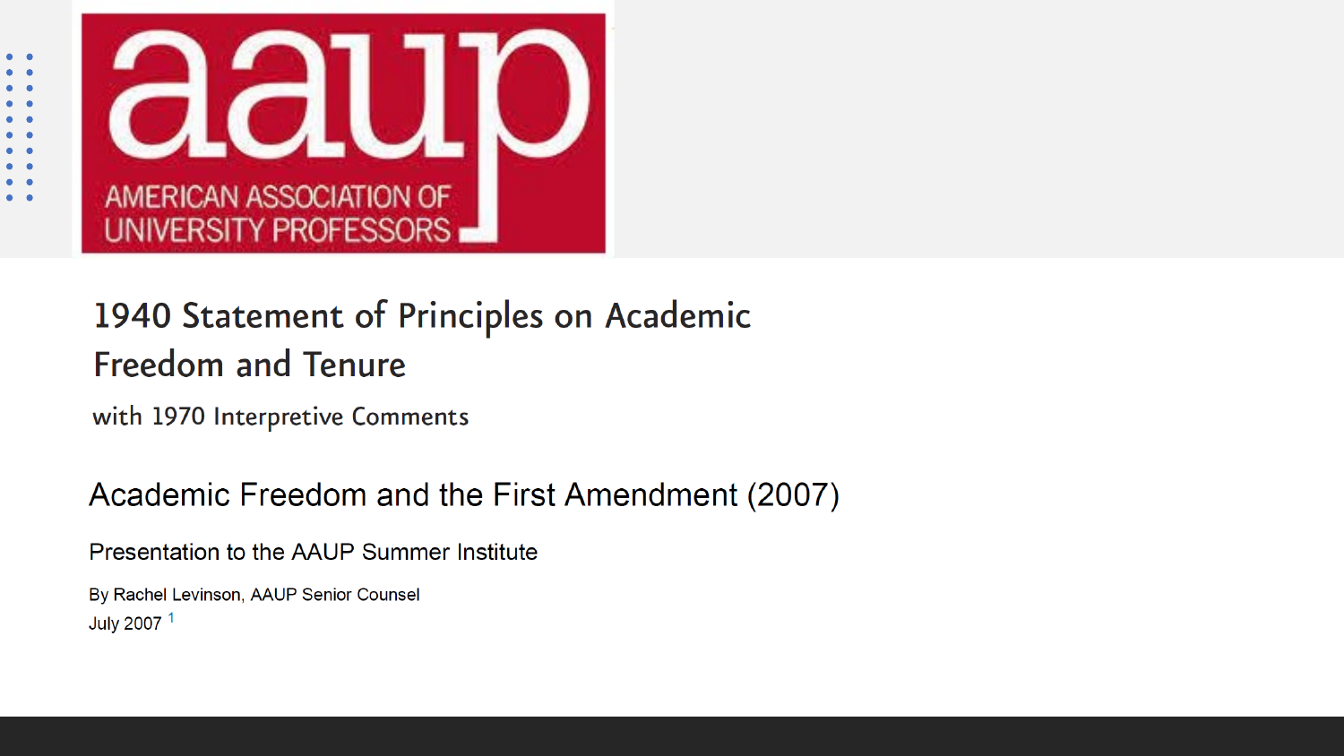AMERICAN ASSOCIATION OF UNIVERSITY PROFESSORS

# 1940 Statement of Principles on Academic Freedom and Tenure

with 1970 Interpretive Comments

## Academic Freedom and the First Amendment (2007)

Presentation to the AAUP Summer Institute

By Rachel Levinson, AAUP Senior Counsel

July 2007 [1]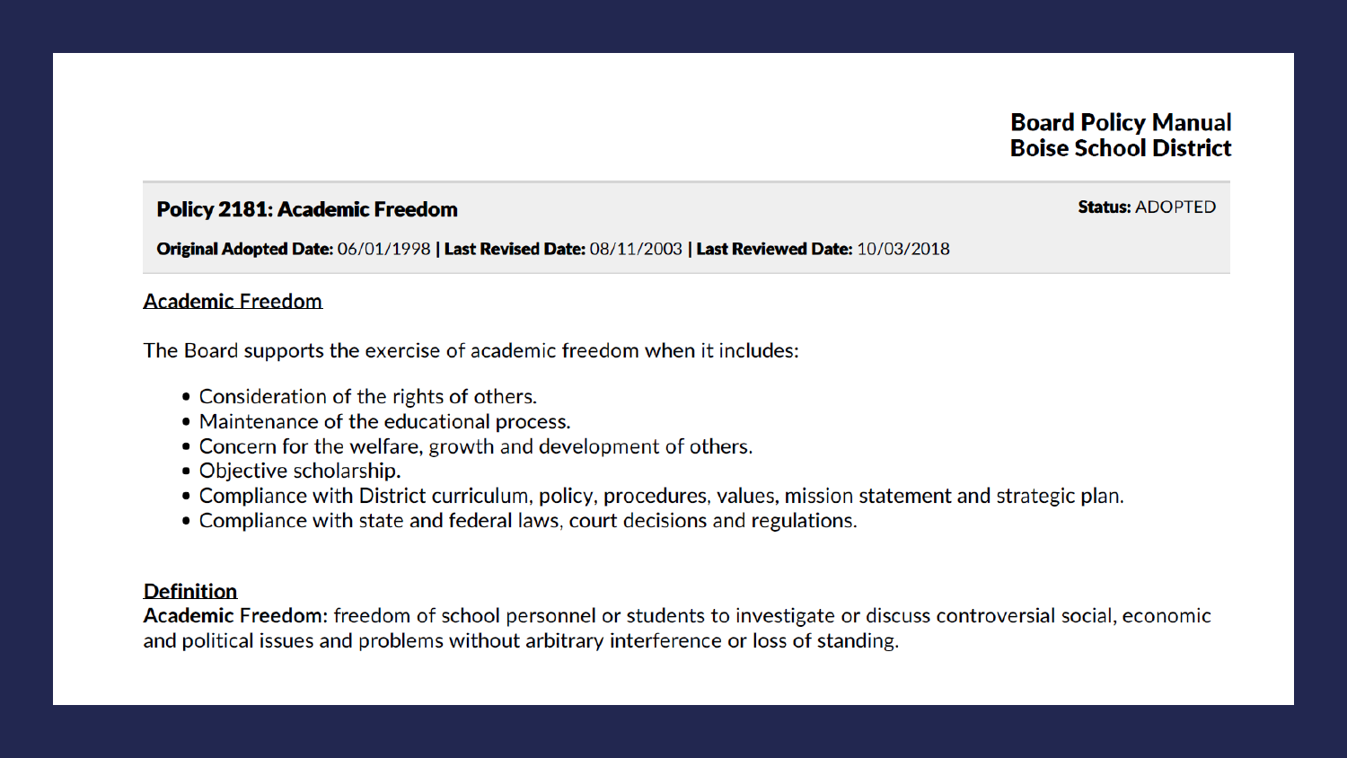**Board Policy Manual**
**Boise School District**

## Policy 2181: Academic Freedom

**Status:** ADOPTED

**Original Adopted Date:** 06/01/1998 | **Last Revised Date:** 08/11/2003 | **Last Reviewed Date:** 10/03/2018

### Academic Freedom

The Board supports the exercise of academic freedom when it includes:

- Consideration of the rights of others.
- Maintenance of the educational process.
- Concern for the welfare, growth and development of others.
- Objective scholarship.
- Compliance with District curriculum, policy, procedures, values, mission statement and strategic plan.
- Compliance with state and federal laws, court decisions and regulations.

### Definition

**Academic Freedom**: freedom of school personnel or students to investigate or discuss controversial social, economic and political issues and problems without arbitrary interference or loss of standing.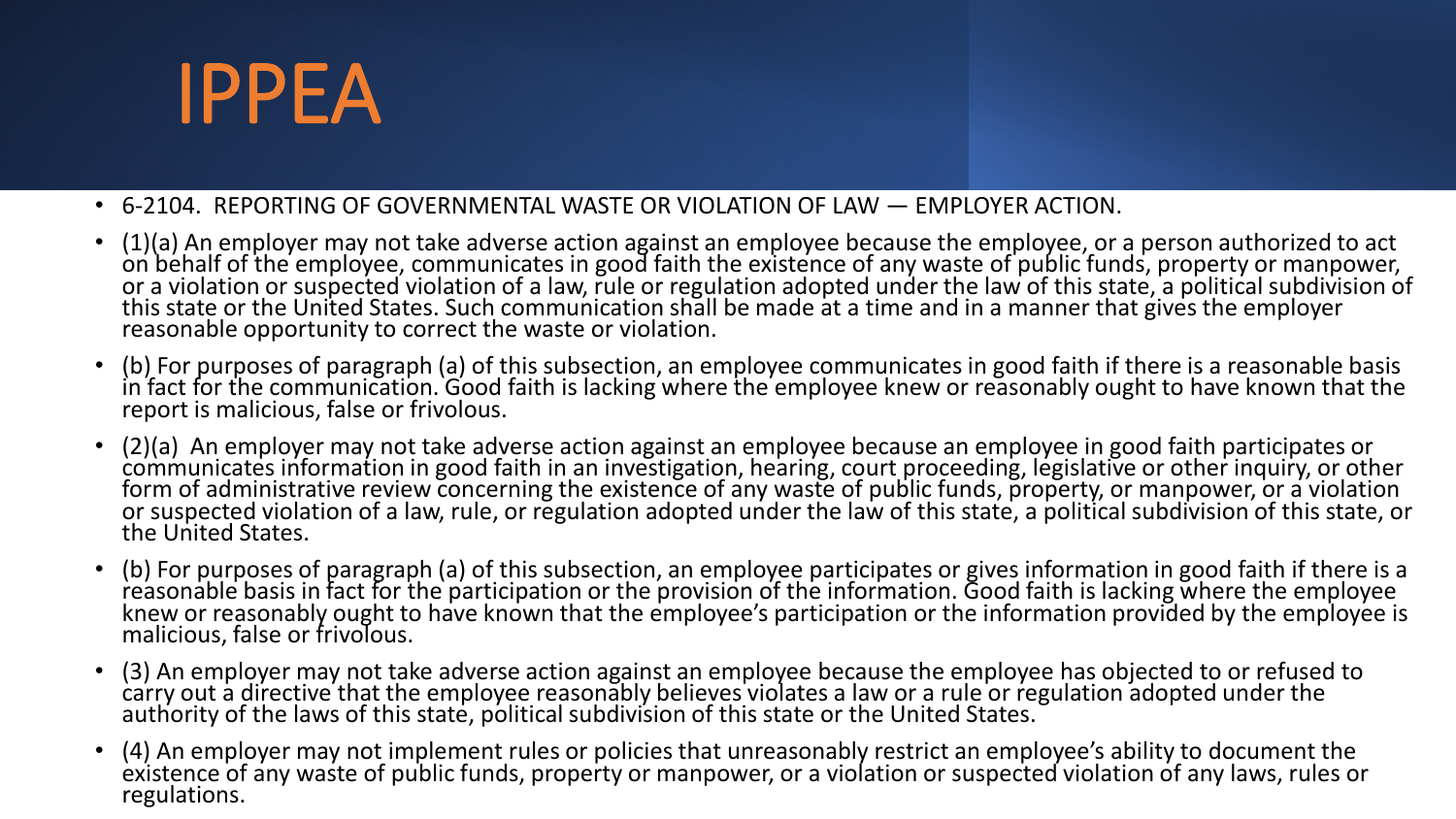# IPPEA

- 6-2104. REPORTING OF GOVERNMENTAL WASTE OR VIOLATION OF LAW — EMPLOYER ACTION.
- (1)(a) An employer may not take adverse action against an employee because the employee, or a person authorized to act on behalf of the employee, communicates in good faith the existence of any waste of public funds, property or manpower, or a violation or suspected violation of a law, rule or regulation adopted under the law of this state, a political subdivision of this state or the United States. Such communication shall be made at a time and in a manner that gives the employer reasonable opportunity to correct the waste or violation.
- (b) For purposes of paragraph (a) of this subsection, an employee communicates in good faith if there is a reasonable basis in fact for the communication. Good faith is lacking where the employee knew or reasonably ought to have known that the report is malicious, false or frivolous.
- (2)(a) An employer may not take adverse action against an employee because an employee in good faith participates or communicates information in good faith in an investigation, hearing, court proceeding, legislative or other inquiry, or other form of administrative review concerning the existence of any waste of public funds, property, or manpower, or a violation or suspected violation of a law, rule, or regulation adopted under the law of this state, a political subdivision of this state, or the United States.
- (b) For purposes of paragraph (a) of this subsection, an employee participates or gives information in good faith if there is a reasonable basis in fact for the participation or the provision of the information. Good faith is lacking where the employee knew or reasonably ought to have known that the employee's participation or the information provided by the employee is malicious, false or frivolous.
- (3) An employer may not take adverse action against an employee because the employee has objected to or refused to carry out a directive that the employee reasonably believes violates a law or a rule or regulation adopted under the authority of the laws of this state, political subdivision of this state or the United States.
- (4) An employer may not implement rules or policies that unreasonably restrict an employee's ability to document the existence of any waste of public funds, property or manpower, or a violation or suspected violation of any laws, rules or regulations.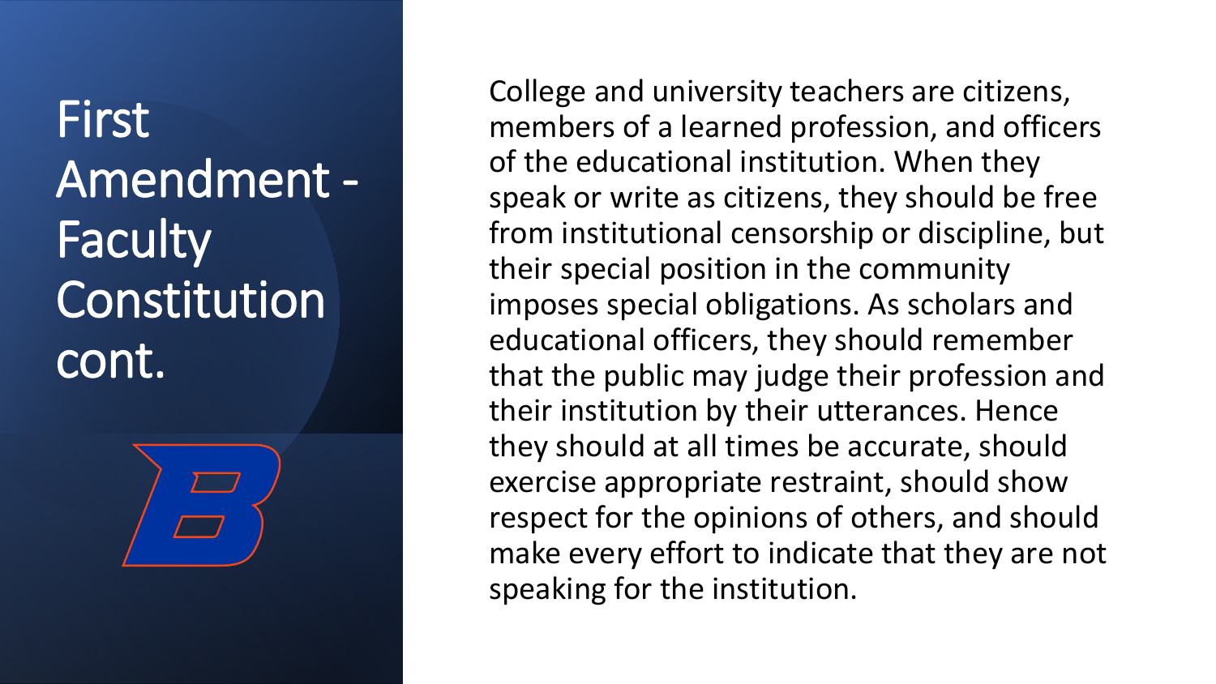# First Amendment - Faculty Constitution cont.

College and university teachers are citizens, members of a learned profession, and officers of the educational institution. When they speak or write as citizens, they should be free from institutional censorship or discipline, but their special position in the community imposes special obligations. As scholars and educational officers, they should remember that the public may judge their profession and their institution by their utterances. Hence they should at all times be accurate, should exercise appropriate restraint, should show respect for the opinions of others, and should make every effort to indicate that they are not speaking for the institution.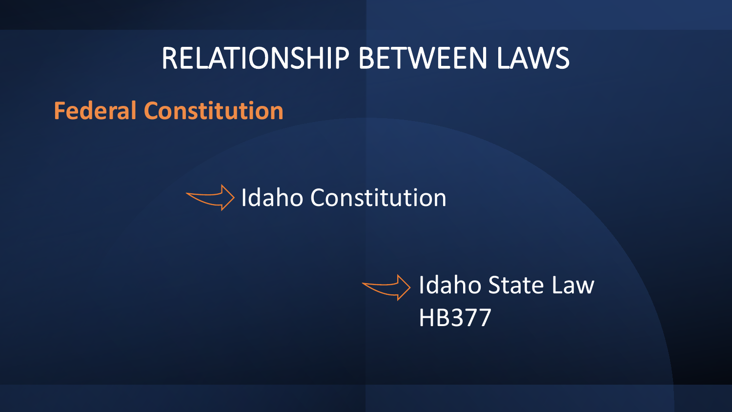# RELATIONSHIP BETWEEN LAWS

**Federal Constitution**

→ Idaho Constitution

→ Idaho State Law HB377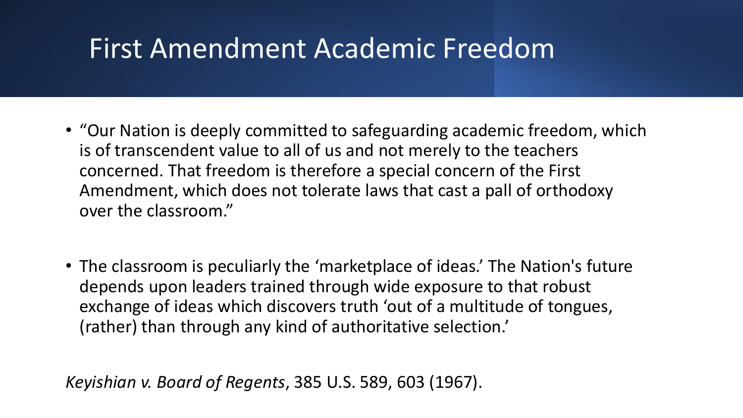# First Amendment Academic Freedom

- "Our Nation is deeply committed to safeguarding academic freedom, which is of transcendent value to all of us and not merely to the teachers concerned. That freedom is therefore a special concern of the First Amendment, which does not tolerate laws that cast a pall of orthodoxy over the classroom."
- The classroom is peculiarly the 'marketplace of ideas.' The Nation's future depends upon leaders trained through wide exposure to that robust exchange of ideas which discovers truth 'out of a multitude of tongues, (rather) than through any kind of authoritative selection.'

*Keyishian v. Board of Regents*, 385 U.S. 589, 603 (1967).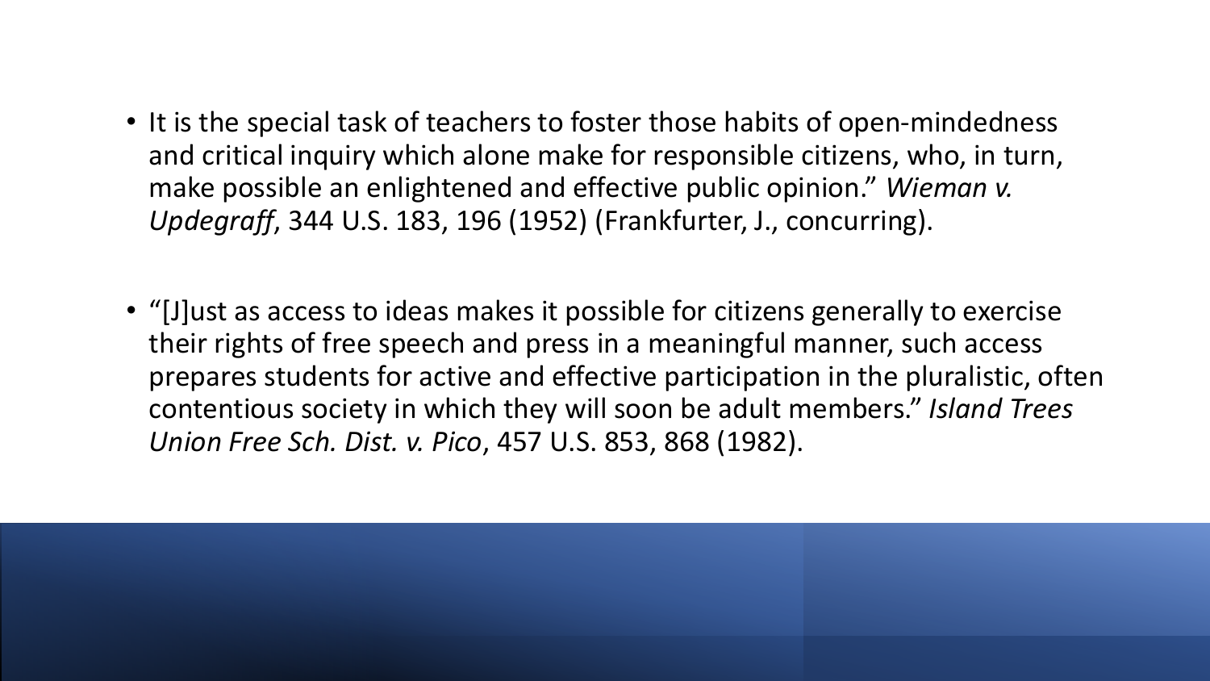- It is the special task of teachers to foster those habits of open-mindedness and critical inquiry which alone make for responsible citizens, who, in turn, make possible an enlightened and effective public opinion." *Wieman v. Updegraff*, 344 U.S. 183, 196 (1952) (Frankfurter, J., concurring).

- "[J]ust as access to ideas makes it possible for citizens generally to exercise their rights of free speech and press in a meaningful manner, such access prepares students for active and effective participation in the pluralistic, often contentious society in which they will soon be adult members." *Island Trees Union Free Sch. Dist. v. Pico*, 457 U.S. 853, 868 (1982).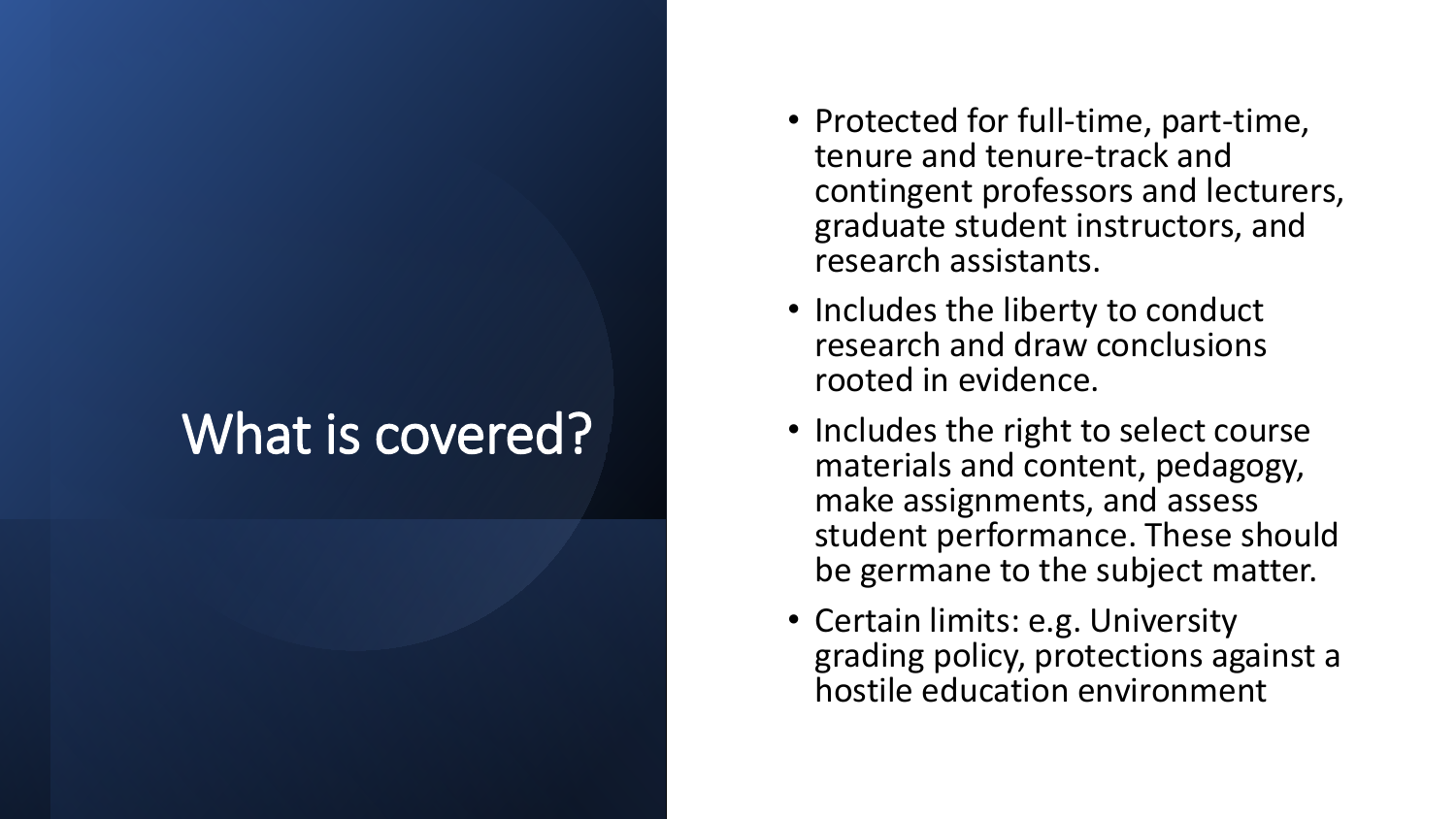# What is covered?

- Protected for full-time, part-time, tenure and tenure-track and contingent professors and lecturers, graduate student instructors, and research assistants.
- Includes the liberty to conduct research and draw conclusions rooted in evidence.
- Includes the right to select course materials and content, pedagogy, make assignments, and assess student performance. These should be germane to the subject matter.
- Certain limits: e.g. University grading policy, protections against a hostile education environment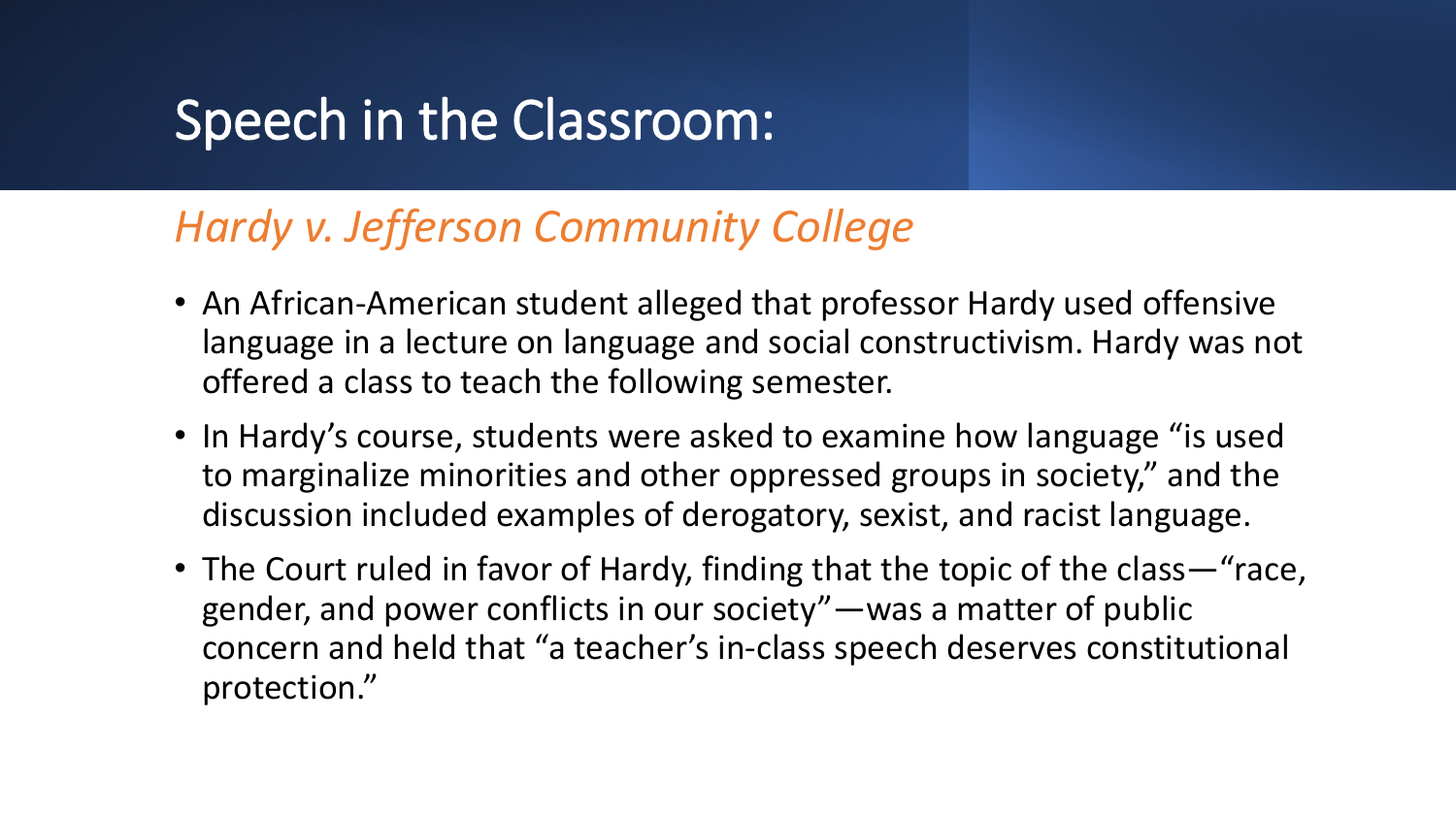# Speech in the Classroom:

## *Hardy v. Jefferson Community College*

- An African-American student alleged that professor Hardy used offensive language in a lecture on language and social constructivism. Hardy was not offered a class to teach the following semester.
- In Hardy's course, students were asked to examine how language "is used to marginalize minorities and other oppressed groups in society," and the discussion included examples of derogatory, sexist, and racist language.
- The Court ruled in favor of Hardy, finding that the topic of the class—"race, gender, and power conflicts in our society"—was a matter of public concern and held that "a teacher's in-class speech deserves constitutional protection."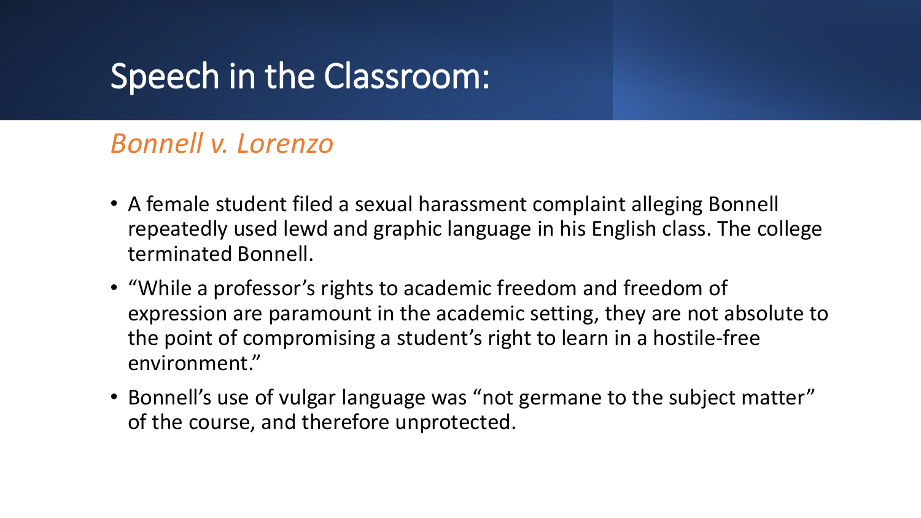# Speech in the Classroom:

## *Bonnell v. Lorenzo*

- A female student filed a sexual harassment complaint alleging Bonnell repeatedly used lewd and graphic language in his English class. The college terminated Bonnell.
- "While a professor's rights to academic freedom and freedom of expression are paramount in the academic setting, they are not absolute to the point of compromising a student's right to learn in a hostile-free environment."
- Bonnell's use of vulgar language was "not germane to the subject matter" of the course, and therefore unprotected.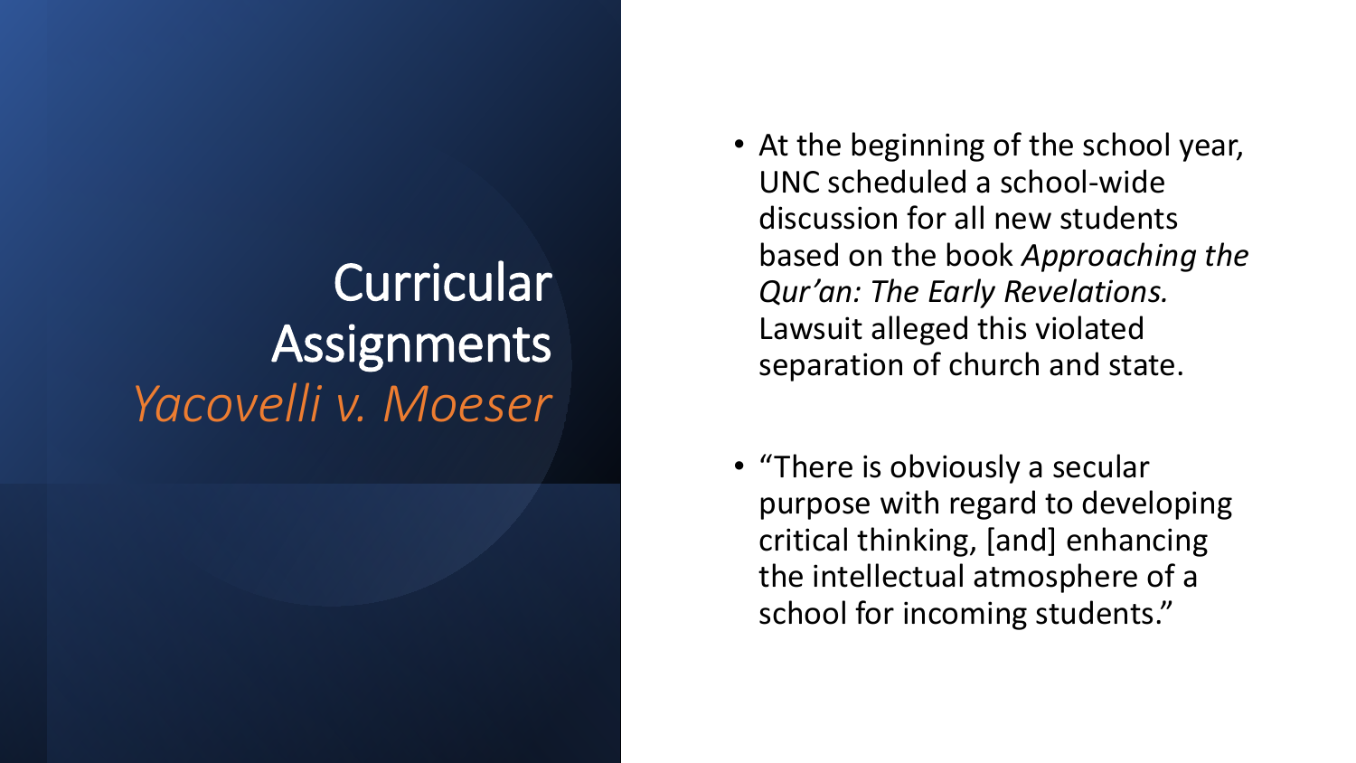# Curricular Assignments *Yacovelli v. Moeser*

- At the beginning of the school year, UNC scheduled a school-wide discussion for all new students based on the book *Approaching the Qur'an: The Early Revelations.* Lawsuit alleged this violated separation of church and state.

- "There is obviously a secular purpose with regard to developing critical thinking, [and] enhancing the intellectual atmosphere of a school for incoming students."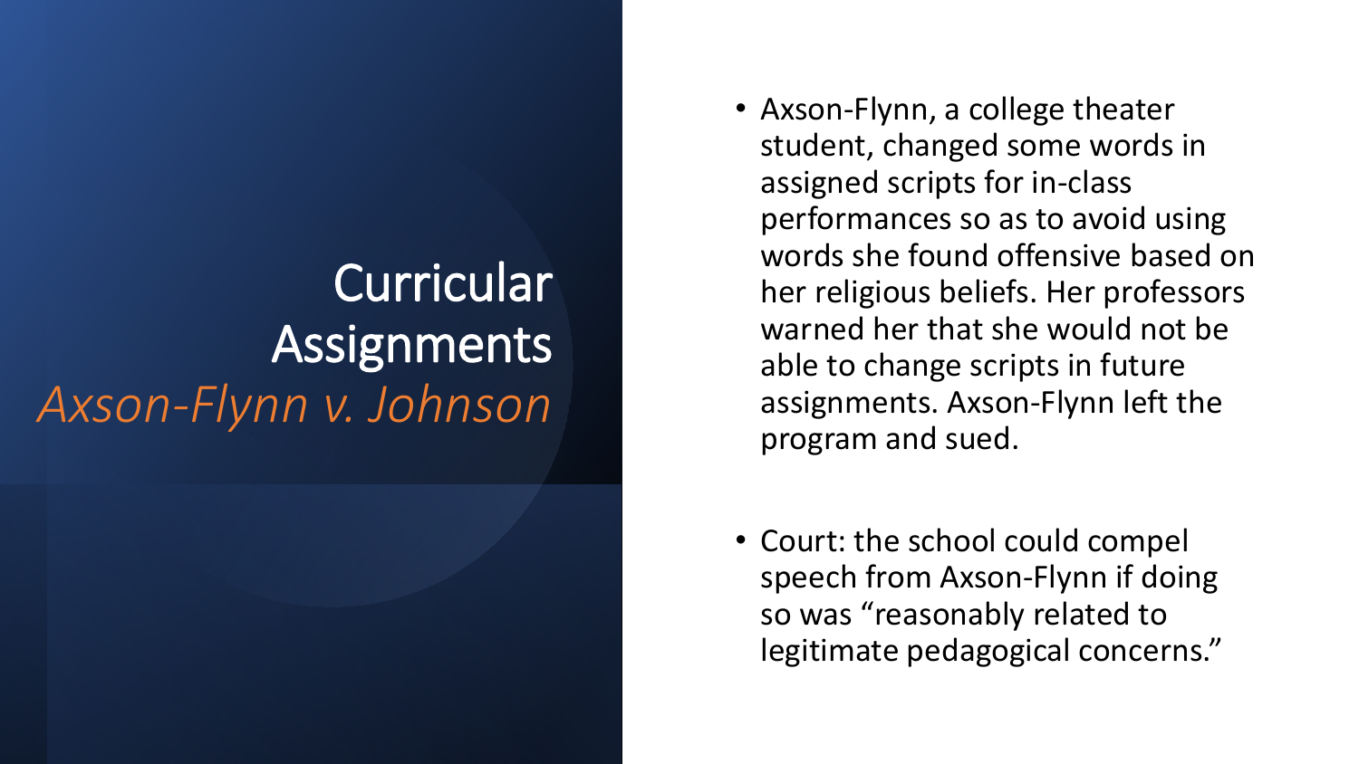# Curricular Assignments

*Axson-Flynn v. Johnson*

- Axson-Flynn, a college theater student, changed some words in assigned scripts for in-class performances so as to avoid using words she found offensive based on her religious beliefs. Her professors warned her that she would not be able to change scripts in future assignments. Axson-Flynn left the program and sued.
- Court: the school could compel speech from Axson-Flynn if doing so was "reasonably related to legitimate pedagogical concerns."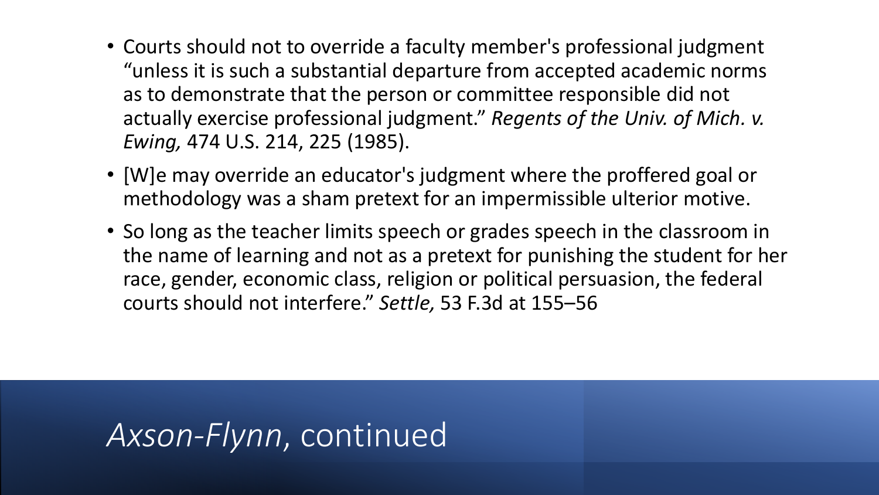# *Axson-Flynn*, continued

- Courts should not to override a faculty member's professional judgment "unless it is such a substantial departure from accepted academic norms as to demonstrate that the person or committee responsible did not actually exercise professional judgment." *Regents of the Univ. of Mich. v. Ewing,* 474 U.S. 214, 225 (1985).
- [W]e may override an educator's judgment where the proffered goal or methodology was a sham pretext for an impermissible ulterior motive.
- So long as the teacher limits speech or grades speech in the classroom in the name of learning and not as a pretext for punishing the student for her race, gender, economic class, religion or political persuasion, the federal courts should not interfere." *Settle,* 53 F.3d at 155–56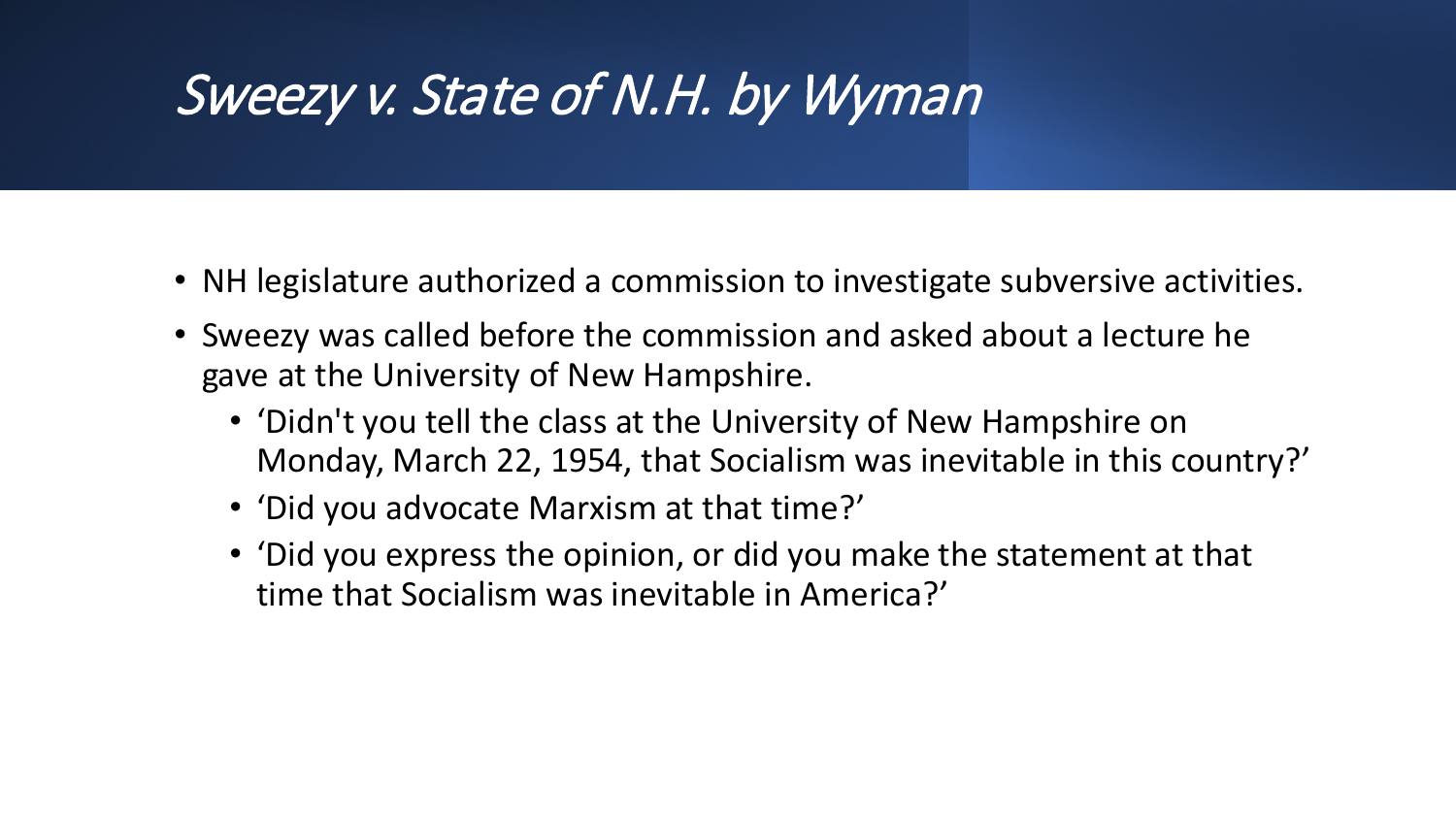# *Sweezy v. State of N.H. by Wyman*

- NH legislature authorized a commission to investigate subversive activities.
- Sweezy was called before the commission and asked about a lecture he gave at the University of New Hampshire.
  - 'Didn't you tell the class at the University of New Hampshire on Monday, March 22, 1954, that Socialism was inevitable in this country?'
  - 'Did you advocate Marxism at that time?'
  - 'Did you express the opinion, or did you make the statement at that time that Socialism was inevitable in America?'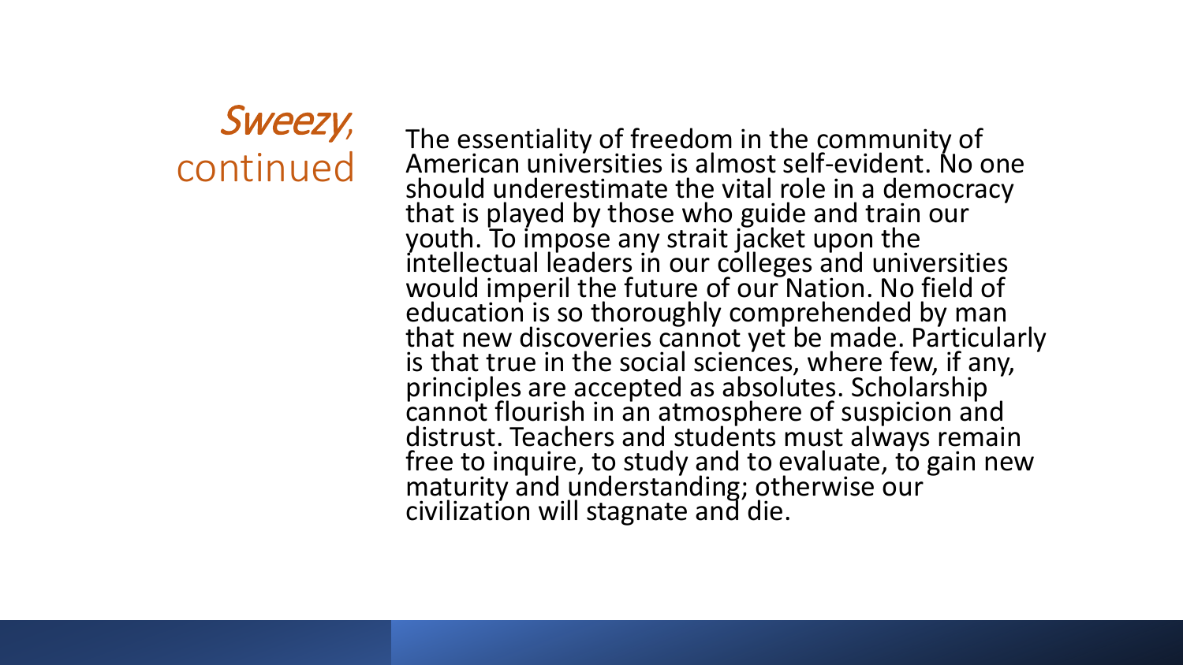# *Sweezy*, continued

The essentiality of freedom in the community of American universities is almost self-evident. No one should underestimate the vital role in a democracy that is played by those who guide and train our youth. To impose any strait jacket upon the intellectual leaders in our colleges and universities would imperil the future of our Nation. No field of education is so thoroughly comprehended by man that new discoveries cannot yet be made. Particularly is that true in the social sciences, where few, if any, principles are accepted as absolutes. Scholarship cannot flourish in an atmosphere of suspicion and distrust. Teachers and students must always remain free to inquire, to study and to evaluate, to gain new maturity and understanding; otherwise our civilization will stagnate and die.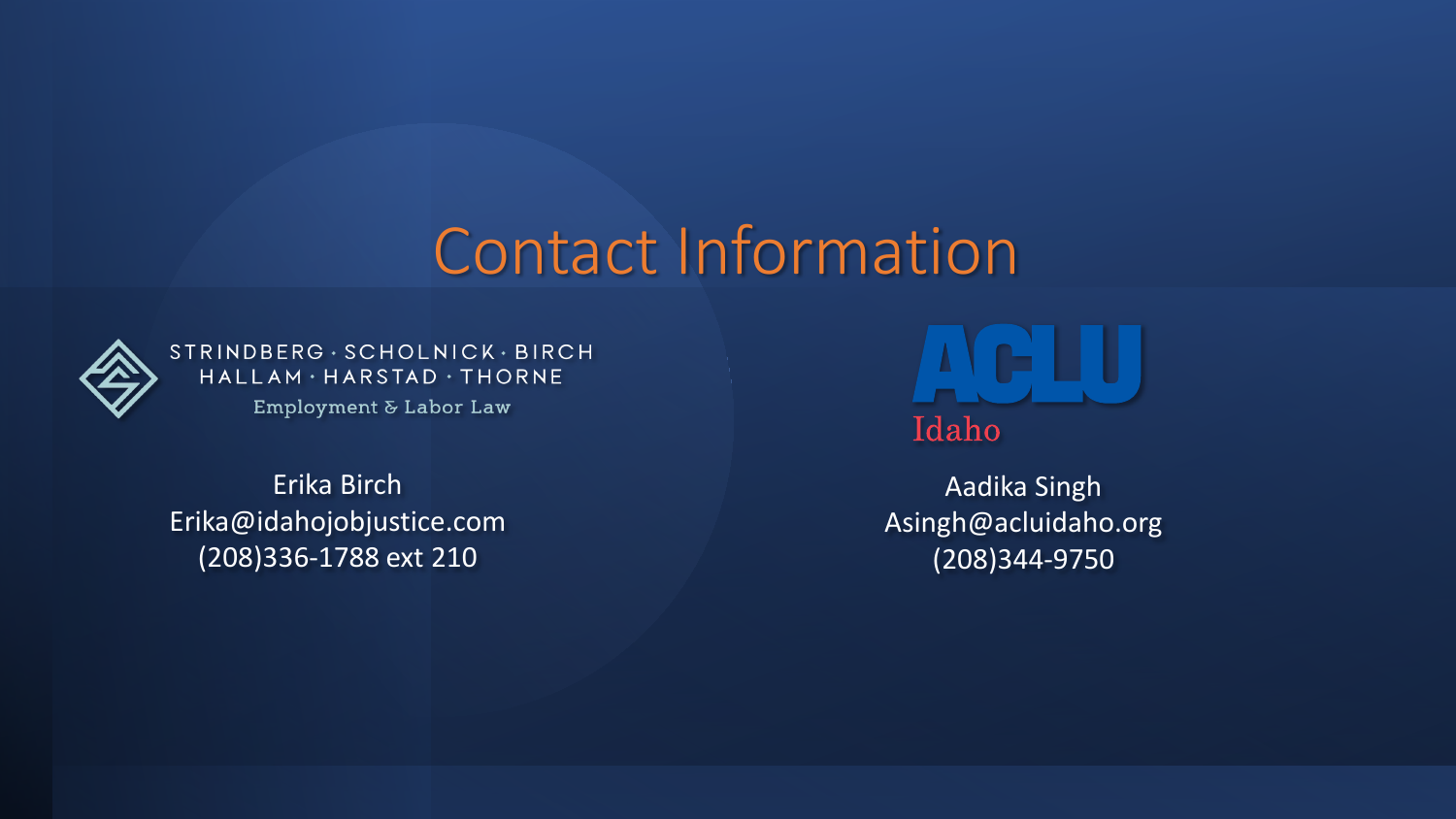# Contact Information

STRINDBERG · SCHOLNICK · BIRCH
HALLAM · HARSTAD · THORNE
Employment & Labor Law

Erika Birch
Erika@idahojobjustice.com
(208)336-1788 ext 210

ACLU
Idaho

Aadika Singh
Asingh@acluidaho.org
(208)344-9750